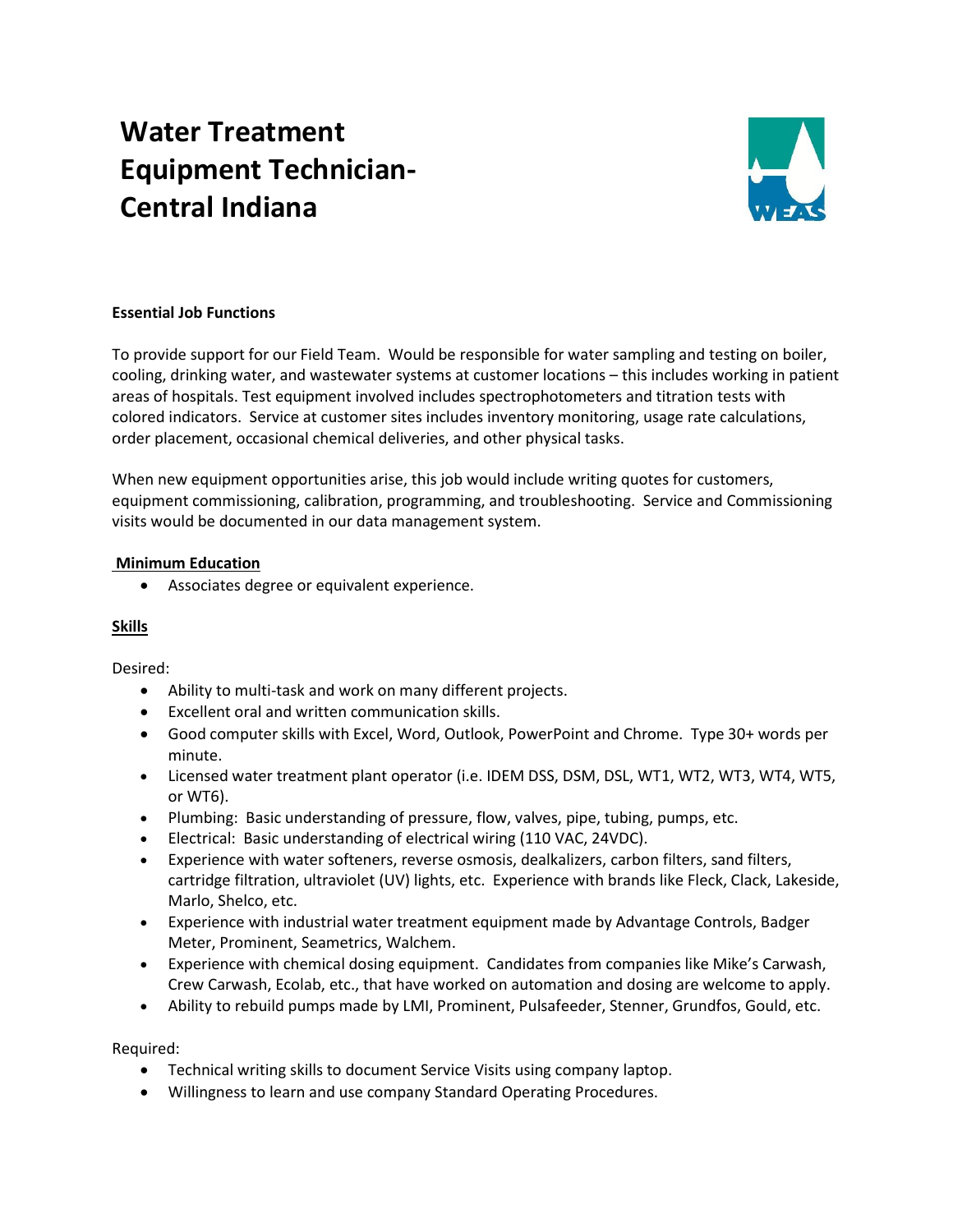# Water Treatment Equipment Technician- Central Indiana

**Essential Job Functions**

To provide support for our Field Team. Would be responsible for water sampling and testing on boiler, cooling, drinking water, and wastewater systems at customer locations – this includes working in patient areas of hospitals. Test equipment involved includes spectrophotometers and titration tests with colored indicators. Service at customer sites includes inventory monitoring, usage rate calculations, order placement, occasional chemical deliveries, and other physical tasks.

When new equipment opportunities arise, this job would include writing quotes for customers, equipment commissioning, calibration, programming, and troubleshooting. Service and Commissioning visits would be documented in our data management system.

**Minimum Education**

- Associates degree or equivalent experience.

**Skills**

Desired:

- Ability to multi-task and work on many different projects.
- Excellent oral and written communication skills.
- Good computer skills with Excel, Word, Outlook, PowerPoint and Chrome. Type 30+ words per minute.
- Licensed water treatment plant operator (i.e. IDEM DSS, DSM, DSL, WT1, WT2, WT3, WT4, WT5, or WT6).
- Plumbing: Basic understanding of pressure, flow, valves, pipe, tubing, pumps, etc.
- Electrical: Basic understanding of electrical wiring (110 VAC, 24VDC).
- Experience with water softeners, reverse osmosis, dealkalizers, carbon filters, sand filters, cartridge filtration, ultraviolet (UV) lights, etc. Experience with brands like Fleck, Clack, Lakeside, Marlo, Shelco, etc.
- Experience with industrial water treatment equipment made by Advantage Controls, Badger Meter, Prominent, Seametrics, Walchem.
- Experience with chemical dosing equipment. Candidates from companies like Mike's Carwash, Crew Carwash, Ecolab, etc., that have worked on automation and dosing are welcome to apply.
- Ability to rebuild pumps made by LMI, Prominent, Pulsafeeder, Stenner, Grundfos, Gould, etc.

Required:

- Technical writing skills to document Service Visits using company laptop.
- Willingness to learn and use company Standard Operating Procedures.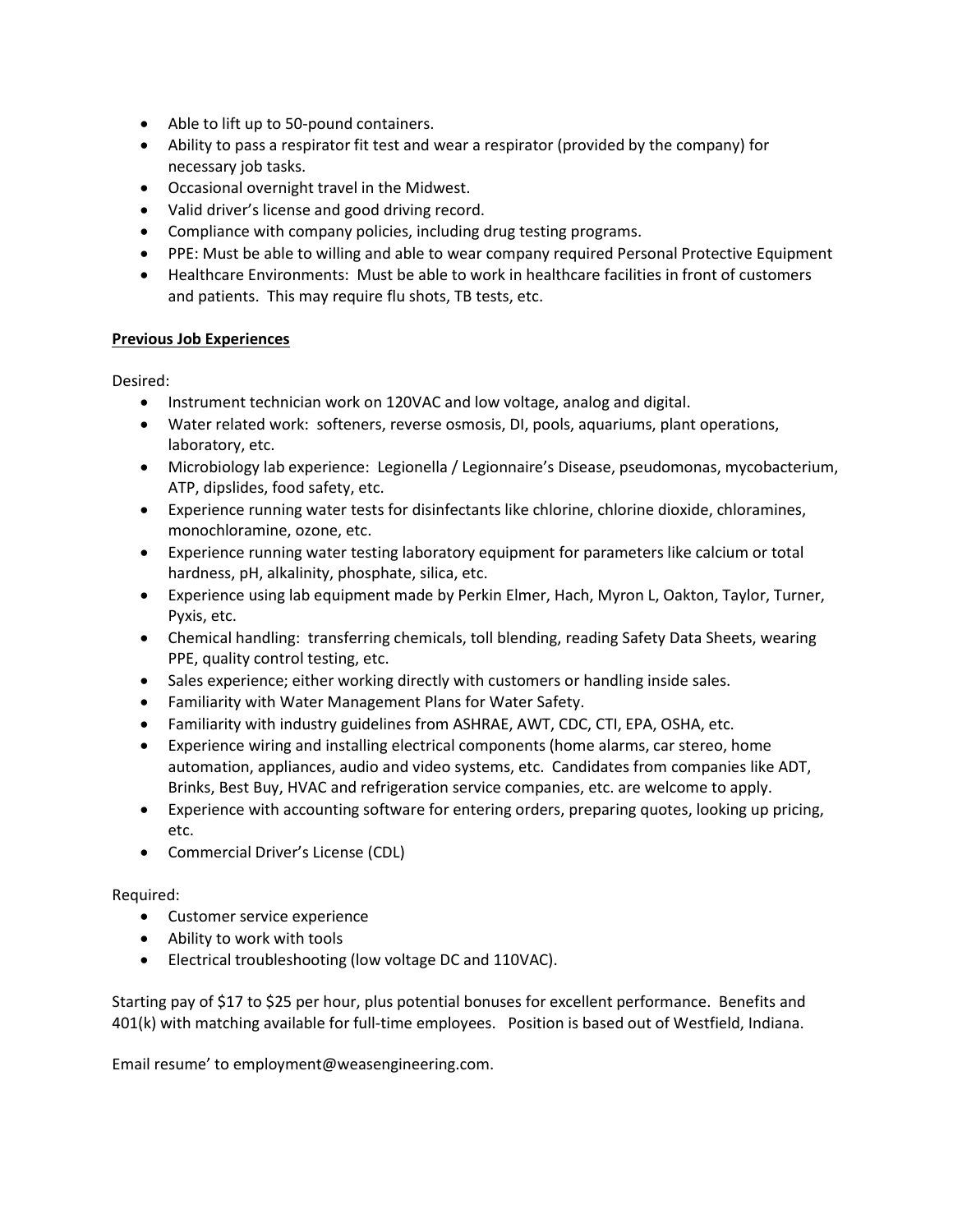- Able to lift up to 50-pound containers.
- Ability to pass a respirator fit test and wear a respirator (provided by the company) for necessary job tasks.
- Occasional overnight travel in the Midwest.
- Valid driver's license and good driving record.
- Compliance with company policies, including drug testing programs.
- PPE: Must be able to willing and able to wear company required Personal Protective Equipment
- Healthcare Environments: Must be able to work in healthcare facilities in front of customers and patients. This may require flu shots, TB tests, etc.

**Previous Job Experiences**

Desired:

- Instrument technician work on 120VAC and low voltage, analog and digital.
- Water related work: softeners, reverse osmosis, DI, pools, aquariums, plant operations, laboratory, etc.
- Microbiology lab experience: Legionella / Legionnaire's Disease, pseudomonas, mycobacterium, ATP, dipslides, food safety, etc.
- Experience running water tests for disinfectants like chlorine, chlorine dioxide, chloramines, monochloramine, ozone, etc.
- Experience running water testing laboratory equipment for parameters like calcium or total hardness, pH, alkalinity, phosphate, silica, etc.
- Experience using lab equipment made by Perkin Elmer, Hach, Myron L, Oakton, Taylor, Turner, Pyxis, etc.
- Chemical handling: transferring chemicals, toll blending, reading Safety Data Sheets, wearing PPE, quality control testing, etc.
- Sales experience; either working directly with customers or handling inside sales.
- Familiarity with Water Management Plans for Water Safety.
- Familiarity with industry guidelines from ASHRAE, AWT, CDC, CTI, EPA, OSHA, etc.
- Experience wiring and installing electrical components (home alarms, car stereo, home automation, appliances, audio and video systems, etc. Candidates from companies like ADT, Brinks, Best Buy, HVAC and refrigeration service companies, etc. are welcome to apply.
- Experience with accounting software for entering orders, preparing quotes, looking up pricing, etc.
- Commercial Driver's License (CDL)

Required:

- Customer service experience
- Ability to work with tools
- Electrical troubleshooting (low voltage DC and 110VAC).

Starting pay of $17 to $25 per hour, plus potential bonuses for excellent performance. Benefits and 401(k) with matching available for full-time employees. Position is based out of Westfield, Indiana.

Email resume' to employment@weasengineering.com.